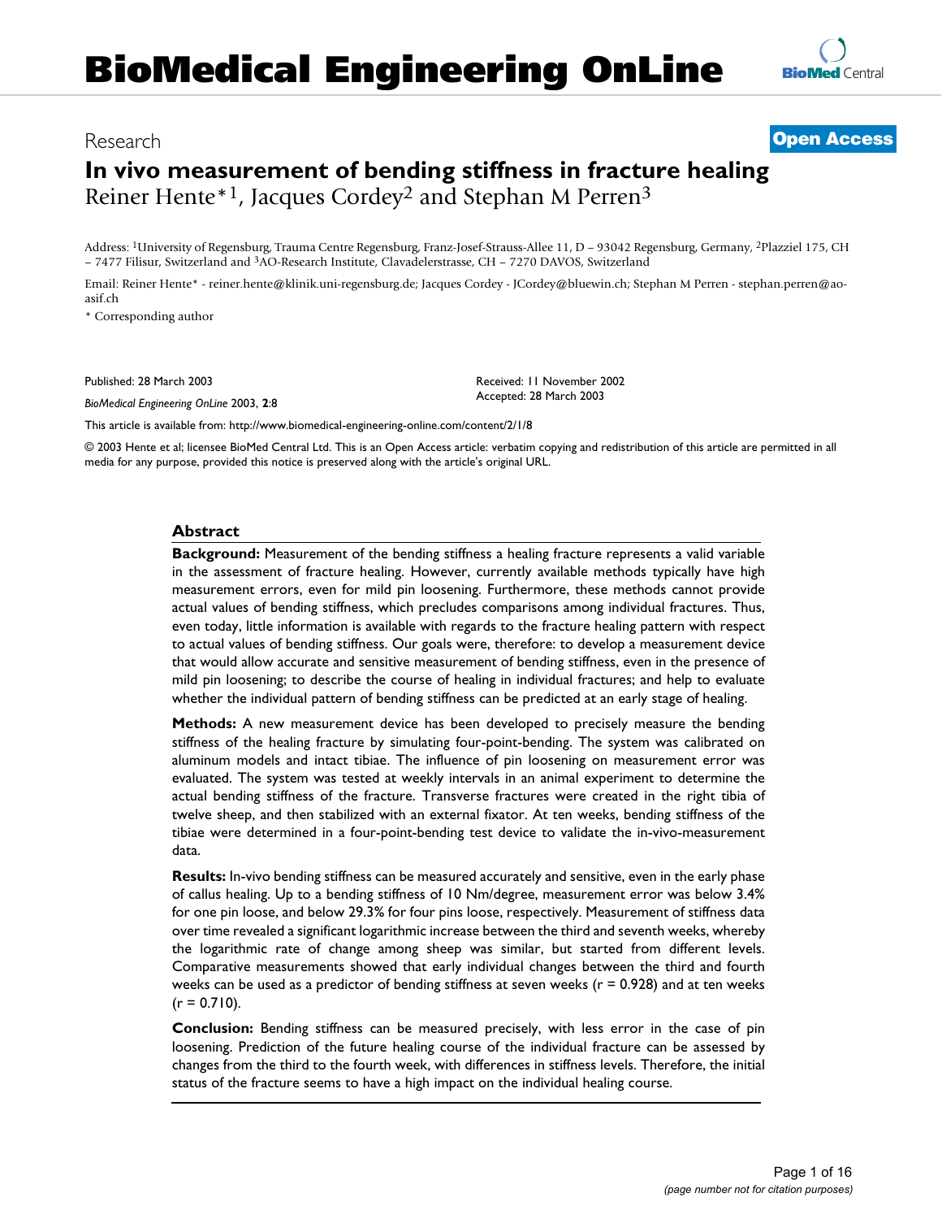Research **Open Access**

# In vivo measurement of bending stiffness in fracture healing

Reiner Hente*[1], Jacques Cordey[2] and Stephan M Perren[3]

Address: [1]University of Regensburg, Trauma Centre Regensburg, Franz-Josef-Strauss-Allee 11, D – 93042 Regensburg, Germany, [2]Plazziel 175, CH – 7477 Filisur, Switzerland and [3]AO-Research Institute, Clavadelerstrasse, CH – 7270 DAVOS, Switzerland

Email: Reiner Hente* - reiner.hente@klinik.uni-regensburg.de; Jacques Cordey - JCordey@bluewin.ch; Stephan M Perren - stephan.perren@ao-asif.ch

\* Corresponding author

Published: 28 March 2003

*BioMedical Engineering OnLine* 2003, **2**:8

Received: 11 November 2002
Accepted: 28 March 2003

This article is available from: http://www.biomedical-engineering-online.com/content/2/1/8

© 2003 Hente et al; licensee BioMed Central Ltd. This is an Open Access article: verbatim copying and redistribution of this article are permitted in all media for any purpose, provided this notice is preserved along with the article's original URL.

## Abstract

**Background:** Measurement of the bending stiffness a healing fracture represents a valid variable in the assessment of fracture healing. However, currently available methods typically have high measurement errors, even for mild pin loosening. Furthermore, these methods cannot provide actual values of bending stiffness, which precludes comparisons among individual fractures. Thus, even today, little information is available with regards to the fracture healing pattern with respect to actual values of bending stiffness. Our goals were, therefore: to develop a measurement device that would allow accurate and sensitive measurement of bending stiffness, even in the presence of mild pin loosening; to describe the course of healing in individual fractures; and help to evaluate whether the individual pattern of bending stiffness can be predicted at an early stage of healing.

**Methods:** A new measurement device has been developed to precisely measure the bending stiffness of the healing fracture by simulating four-point-bending. The system was calibrated on aluminum models and intact tibiae. The influence of pin loosening on measurement error was evaluated. The system was tested at weekly intervals in an animal experiment to determine the actual bending stiffness of the fracture. Transverse fractures were created in the right tibia of twelve sheep, and then stabilized with an external fixator. At ten weeks, bending stiffness of the tibiae were determined in a four-point-bending test device to validate the in-vivo-measurement data.

**Results:** In-vivo bending stiffness can be measured accurately and sensitive, even in the early phase of callus healing. Up to a bending stiffness of 10 Nm/degree, measurement error was below 3.4% for one pin loose, and below 29.3% for four pins loose, respectively. Measurement of stiffness data over time revealed a significant logarithmic increase between the third and seventh weeks, whereby the logarithmic rate of change among sheep was similar, but started from different levels. Comparative measurements showed that early individual changes between the third and fourth weeks can be used as a predictor of bending stiffness at seven weeks ($r = 0.928$) and at ten weeks ($r = 0.710$).

**Conclusion:** Bending stiffness can be measured precisely, with less error in the case of pin loosening. Prediction of the future healing course of the individual fracture can be assessed by changes from the third to the fourth week, with differences in stiffness levels. Therefore, the initial status of the fracture seems to have a high impact on the individual healing course.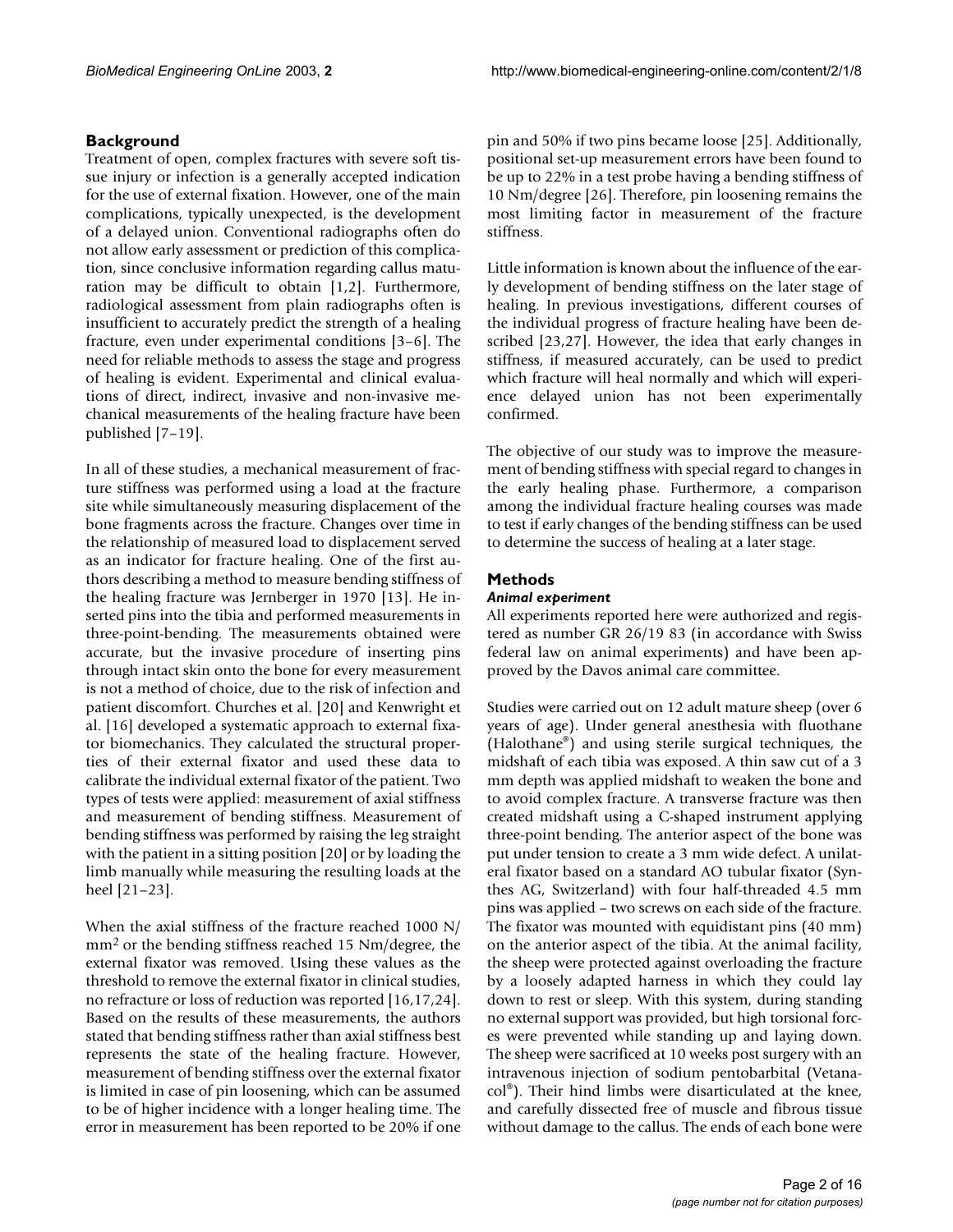## Background

Treatment of open, complex fractures with severe soft tissue injury or infection is a generally accepted indication for the use of external fixation. However, one of the main complications, typically unexpected, is the development of a delayed union. Conventional radiographs often do not allow early assessment or prediction of this complication, since conclusive information regarding callus maturation may be difficult to obtain [1,2]. Furthermore, radiological assessment from plain radiographs often is insufficient to accurately predict the strength of a healing fracture, even under experimental conditions [3–6]. The need for reliable methods to assess the stage and progress of healing is evident. Experimental and clinical evaluations of direct, indirect, invasive and non-invasive mechanical measurements of the healing fracture have been published [7–19].

In all of these studies, a mechanical measurement of fracture stiffness was performed using a load at the fracture site while simultaneously measuring displacement of the bone fragments across the fracture. Changes over time in the relationship of measured load to displacement served as an indicator for fracture healing. One of the first authors describing a method to measure bending stiffness of the healing fracture was Jernberger in 1970 [13]. He inserted pins into the tibia and performed measurements in three-point-bending. The measurements obtained were accurate, but the invasive procedure of inserting pins through intact skin onto the bone for every measurement is not a method of choice, due to the risk of infection and patient discomfort. Churches et al. [20] and Kenwright et al. [16] developed a systematic approach to external fixator biomechanics. They calculated the structural properties of their external fixator and used these data to calibrate the individual external fixator of the patient. Two types of tests were applied: measurement of axial stiffness and measurement of bending stiffness. Measurement of bending stiffness was performed by raising the leg straight with the patient in a sitting position [20] or by loading the limb manually while measuring the resulting loads at the heel [21–23].

When the axial stiffness of the fracture reached 1000 N/$mm^2$ or the bending stiffness reached 15 Nm/degree, the external fixator was removed. Using these values as the threshold to remove the external fixator in clinical studies, no refracture or loss of reduction was reported [16,17,24]. Based on the results of these measurements, the authors stated that bending stiffness rather than axial stiffness best represents the state of the healing fracture. However, measurement of bending stiffness over the external fixator is limited in case of pin loosening, which can be assumed to be of higher incidence with a longer healing time. The error in measurement has been reported to be 20% if one pin and 50% if two pins became loose [25]. Additionally, positional set-up measurement errors have been found to be up to 22% in a test probe having a bending stiffness of 10 Nm/degree [26]. Therefore, pin loosening remains the most limiting factor in measurement of the fracture stiffness.

Little information is known about the influence of the early development of bending stiffness on the later stage of healing. In previous investigations, different courses of the individual progress of fracture healing have been described [23,27]. However, the idea that early changes in stiffness, if measured accurately, can be used to predict which fracture will heal normally and which will experience delayed union has not been experimentally confirmed.

The objective of our study was to improve the measurement of bending stiffness with special regard to changes in the early healing phase. Furthermore, a comparison among the individual fracture healing courses was made to test if early changes of the bending stiffness can be used to determine the success of healing at a later stage.

## Methods

### *Animal experiment*

All experiments reported here were authorized and registered as number GR 26/19 83 (in accordance with Swiss federal law on animal experiments) and have been approved by the Davos animal care committee.

Studies were carried out on 12 adult mature sheep (over 6 years of age). Under general anesthesia with fluothane (Halothane®) and using sterile surgical techniques, the midshaft of each tibia was exposed. A thin saw cut of a 3 mm depth was applied midshaft to weaken the bone and to avoid complex fracture. A transverse fracture was then created midshaft using a C-shaped instrument applying three-point bending. The anterior aspect of the bone was put under tension to create a 3 mm wide defect. A unilateral fixator based on a standard AO tubular fixator (Synthes AG, Switzerland) with four half-threaded 4.5 mm pins was applied – two screws on each side of the fracture. The fixator was mounted with equidistant pins (40 mm) on the anterior aspect of the tibia. At the animal facility, the sheep were protected against overloading the fracture by a loosely adapted harness in which they could lay down to rest or sleep. With this system, during standing no external support was provided, but high torsional forces were prevented while standing up and laying down. The sheep were sacrificed at 10 weeks post surgery with an intravenous injection of sodium pentobarbital (Vetanacol®). Their hind limbs were disarticulated at the knee, and carefully dissected free of muscle and fibrous tissue without damage to the callus. The ends of each bone were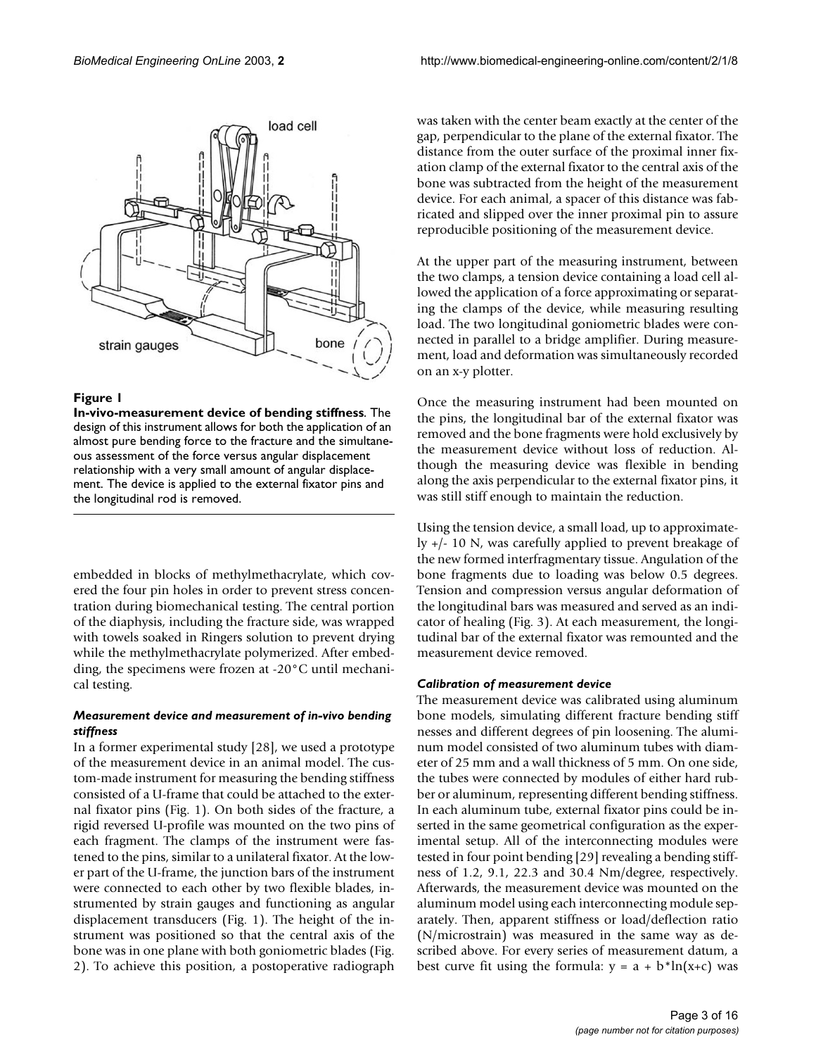**Figure 1**

**In-vivo-measurement device of bending stiffness**. The design of this instrument allows for both the application of an almost pure bending force to the fracture and the simultaneous assessment of the force versus angular displacement relationship with a very small amount of angular displacement. The device is applied to the external fixator pins and the longitudinal rod is removed.

embedded in blocks of methylmethacrylate, which covered the four pin holes in order to prevent stress concentration during biomechanical testing. The central portion of the diaphysis, including the fracture side, was wrapped with towels soaked in Ringers solution to prevent drying while the methylmethacrylate polymerized. After embedding, the specimens were frozen at -20°C until mechanical testing.

### *Measurement device and measurement of in-vivo bending stiffness*

In a former experimental study [28], we used a prototype of the measurement device in an animal model. The custom-made instrument for measuring the bending stiffness consisted of a U-frame that could be attached to the external fixator pins (Fig. 1). On both sides of the fracture, a rigid reversed U-profile was mounted on the two pins of each fragment. The clamps of the instrument were fastened to the pins, similar to a unilateral fixator. At the lower part of the U-frame, the junction bars of the instrument were connected to each other by two flexible blades, instrumented by strain gauges and functioning as angular displacement transducers (Fig. 1). The height of the instrument was positioned so that the central axis of the bone was in one plane with both goniometric blades (Fig. 2). To achieve this position, a postoperative radiograph was taken with the center beam exactly at the center of the gap, perpendicular to the plane of the external fixator. The distance from the outer surface of the proximal inner fixation clamp of the external fixator to the central axis of the bone was subtracted from the height of the measurement device. For each animal, a spacer of this distance was fabricated and slipped over the inner proximal pin to assure reproducible positioning of the measurement device.

At the upper part of the measuring instrument, between the two clamps, a tension device containing a load cell allowed the application of a force approximating or separating the clamps of the device, while measuring resulting load. The two longitudinal goniometric blades were connected in parallel to a bridge amplifier. During measurement, load and deformation was simultaneously recorded on an x-y plotter.

Once the measuring instrument had been mounted on the pins, the longitudinal bar of the external fixator was removed and the bone fragments were hold exclusively by the measurement device without loss of reduction. Although the measuring device was flexible in bending along the axis perpendicular to the external fixator pins, it was still stiff enough to maintain the reduction.

Using the tension device, a small load, up to approximately +/- 10 N, was carefully applied to prevent breakage of the new formed interfragmentary tissue. Angulation of the bone fragments due to loading was below 0.5 degrees. Tension and compression versus angular deformation of the longitudinal bars was measured and served as an indicator of healing (Fig. 3). At each measurement, the longitudinal bar of the external fixator was remounted and the measurement device removed.

### *Calibration of measurement device*

The measurement device was calibrated using aluminum bone models, simulating different fracture bending stiffnesses and different degrees of pin loosening. The aluminum model consisted of two aluminum tubes with diameter of 25 mm and a wall thickness of 5 mm. On one side, the tubes were connected by modules of either hard rubber or aluminum, representing different bending stiffness. In each aluminum tube, external fixator pins could be inserted in the same geometrical configuration as the experimental setup. All of the interconnecting modules were tested in four point bending [29] revealing a bending stiffness of 1.2, 9.1, 22.3 and 30.4 Nm/degree, respectively. Afterwards, the measurement device was mounted on the aluminum model using each interconnecting module separately. Then, apparent stiffness or load/deflection ratio (N/microstrain) was measured in the same way as described above. For every series of measurement datum, a best curve fit using the formula: $y = a + b*\ln(x+c)$ was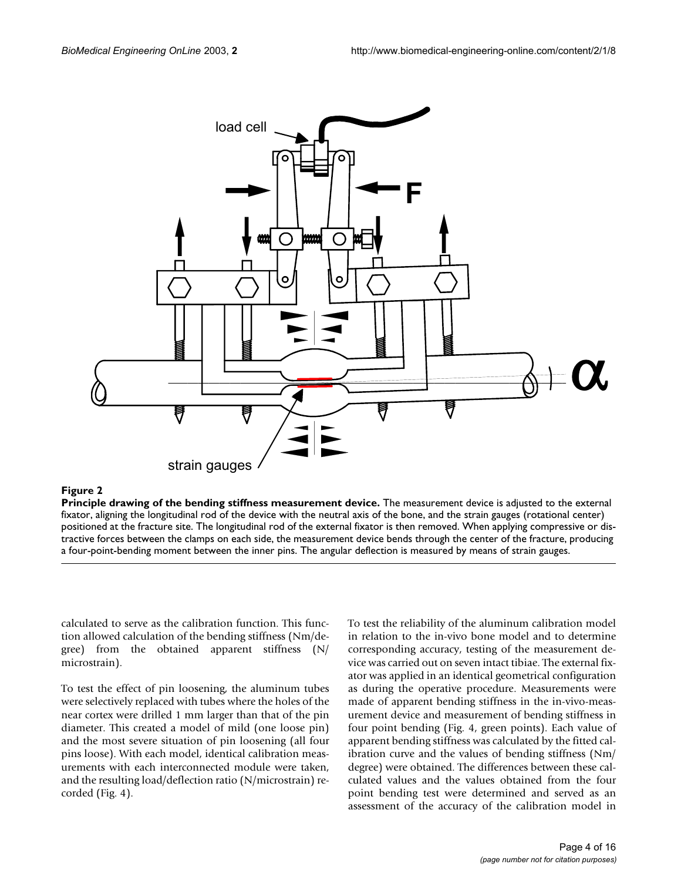**Figure 2**

**Principle drawing of the bending stiffness measurement device.** The measurement device is adjusted to the external fixator, aligning the longitudinal rod of the device with the neutral axis of the bone, and the strain gauges (rotational center) positioned at the fracture site. The longitudinal rod of the external fixator is then removed. When applying compressive or distractive forces between the clamps on each side, the measurement device bends through the center of the fracture, producing a four-point-bending moment between the inner pins. The angular deflection is measured by means of strain gauges.

calculated to serve as the calibration function. This function allowed calculation of the bending stiffness (Nm/degree) from the obtained apparent stiffness (N/microstrain).

To test the effect of pin loosening, the aluminum tubes were selectively replaced with tubes where the holes of the near cortex were drilled 1 mm larger than that of the pin diameter. This created a model of mild (one loose pin) and the most severe situation of pin loosening (all four pins loose). With each model, identical calibration measurements with each interconnected module were taken, and the resulting load/deflection ratio (N/microstrain) recorded (Fig. 4).

To test the reliability of the aluminum calibration model in relation to the in-vivo bone model and to determine corresponding accuracy, testing of the measurement device was carried out on seven intact tibiae. The external fixator was applied in an identical geometrical configuration as during the operative procedure. Measurements were made of apparent bending stiffness in the in-vivo-measurement device and measurement of bending stiffness in four point bending (Fig. 4, green points). Each value of apparent bending stiffness was calculated by the fitted calibration curve and the values of bending stiffness (Nm/degree) were obtained. The differences between these calculated values and the values obtained from the four point bending test were determined and served as an assessment of the accuracy of the calibration model in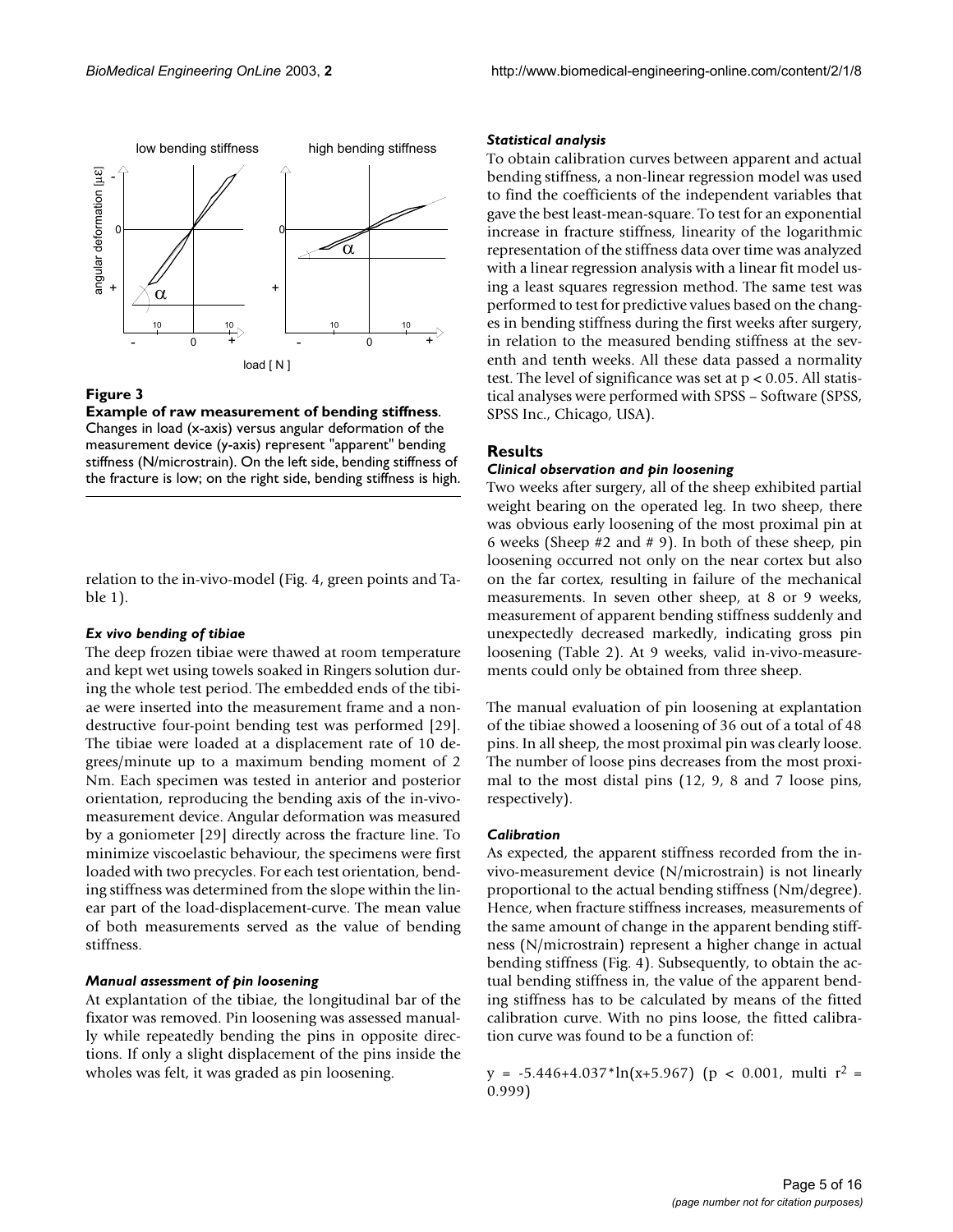low bending stiffness

high bending stiffness

angular deformation [με]

load [ N ]

**Figure 3**

**Example of raw measurement of bending stiffness**. Changes in load (x-axis) versus angular deformation of the measurement device (y-axis) represent "apparent" bending stiffness (N/microstrain). On the left side, bending stiffness of the fracture is low; on the right side, bending stiffness is high.

relation to the in-vivo-model (Fig. 4, green points and Table 1).

### *Ex vivo bending of tibiae*

The deep frozen tibiae were thawed at room temperature and kept wet using towels soaked in Ringers solution during the whole test period. The embedded ends of the tibiae were inserted into the measurement frame and a non-destructive four-point bending test was performed [29]. The tibiae were loaded at a displacement rate of 10 degrees/minute up to a maximum bending moment of 2 Nm. Each specimen was tested in anterior and posterior orientation, reproducing the bending axis of the in-vivo-measurement device. Angular deformation was measured by a goniometer [29] directly across the fracture line. To minimize viscoelastic behaviour, the specimens were first loaded with two precycles. For each test orientation, bending stiffness was determined from the slope within the linear part of the load-displacement-curve. The mean value of both measurements served as the value of bending stiffness.

### *Manual assessment of pin loosening*

At explantation of the tibiae, the longitudinal bar of the fixator was removed. Pin loosening was assessed manually while repeatedly bending the pins in opposite directions. If only a slight displacement of the pins inside the wholes was felt, it was graded as pin loosening.

### *Statistical analysis*

To obtain calibration curves between apparent and actual bending stiffness, a non-linear regression model was used to find the coefficients of the independent variables that gave the best least-mean-square. To test for an exponential increase in fracture stiffness, linearity of the logarithmic representation of the stiffness data over time was analyzed with a linear regression analysis with a linear fit model using a least squares regression method. The same test was performed to test for predictive values based on the changes in bending stiffness during the first weeks after surgery, in relation to the measured bending stiffness at the seventh and tenth weeks. All these data passed a normality test. The level of significance was set at $p < 0.05$. All statistical analyses were performed with SPSS – Software (SPSS, SPSS Inc., Chicago, USA).

## Results

### *Clinical observation and pin loosening*

Two weeks after surgery, all of the sheep exhibited partial weight bearing on the operated leg. In two sheep, there was obvious early loosening of the most proximal pin at 6 weeks (Sheep #2 and # 9). In both of these sheep, pin loosening occurred not only on the near cortex but also on the far cortex, resulting in failure of the mechanical measurements. In seven other sheep, at 8 or 9 weeks, measurement of apparent bending stiffness suddenly and unexpectedly decreased markedly, indicating gross pin loosening (Table 2). At 9 weeks, valid in-vivo-measurements could only be obtained from three sheep.

The manual evaluation of pin loosening at explantation of the tibiae showed a loosening of 36 out of a total of 48 pins. In all sheep, the most proximal pin was clearly loose. The number of loose pins decreases from the most proximal to the most distal pins (12, 9, 8 and 7 loose pins, respectively).

### *Calibration*

As expected, the apparent stiffness recorded from the in-vivo-measurement device (N/microstrain) is not linearly proportional to the actual bending stiffness (Nm/degree). Hence, when fracture stiffness increases, measurements of the same amount of change in the apparent bending stiffness (N/microstrain) represent a higher change in actual bending stiffness (Fig. 4). Subsequently, to obtain the actual bending stiffness in, the value of the apparent bending stiffness has to be calculated by means of the fitted calibration curve. With no pins loose, the fitted calibration curve was found to be a function of:

$y = -5.446+4.037*\ln(x+5.967)$ ($p < 0.001$, multi $r^2 = 0.999$)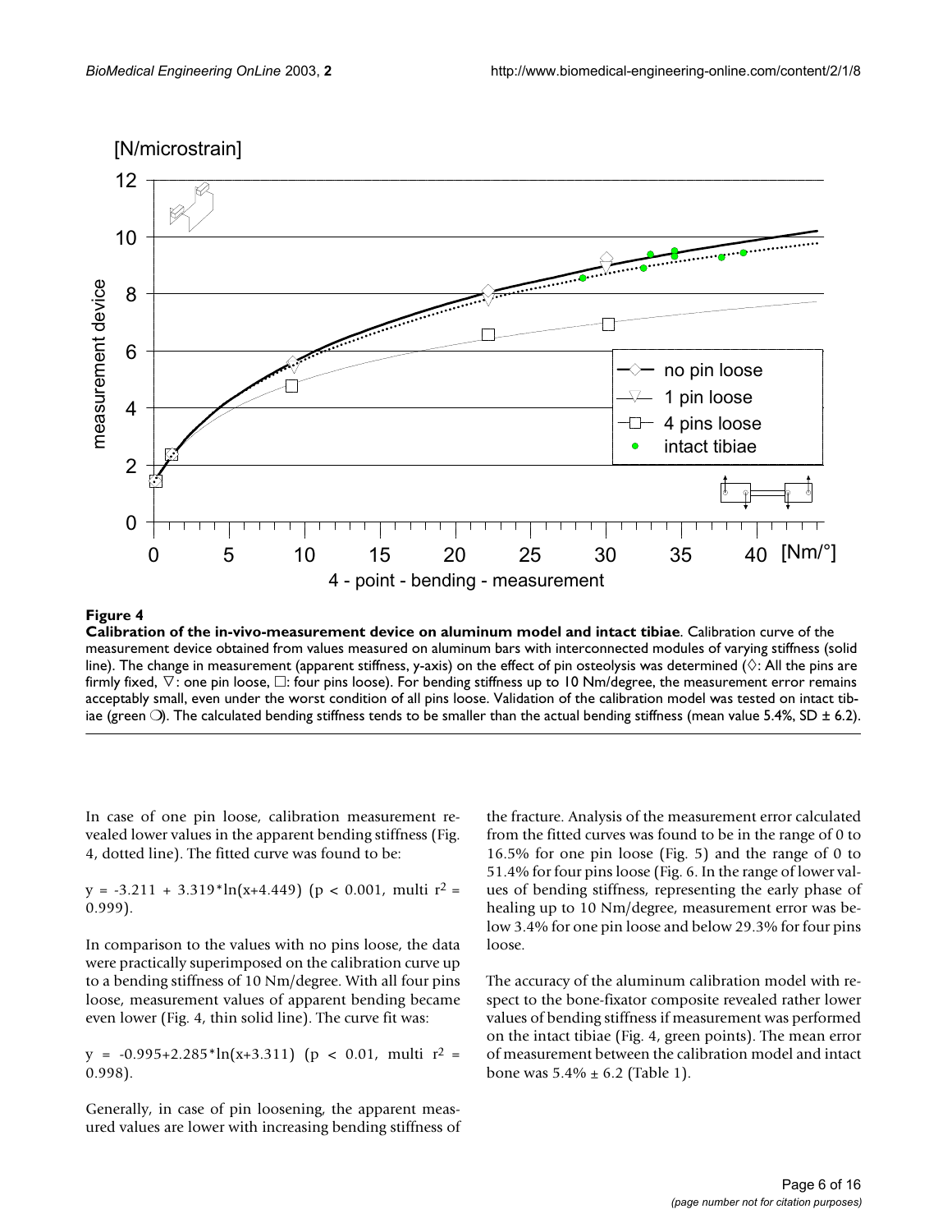**Figure 4**

**Calibration of the in-vivo-measurement device on aluminum model and intact tibiae**. Calibration curve of the measurement device obtained from values measured on aluminum bars with interconnected modules of varying stiffness (solid line). The change in measurement (apparent stiffness, y-axis) on the effect of pin osteolysis was determined (◇: All the pins are firmly fixed, ▽: one pin loose, □: four pins loose). For bending stiffness up to 10 Nm/degree, the measurement error remains acceptably small, even under the worst condition of all pins loose. Validation of the calibration model was tested on intact tibiae (green ❍). The calculated bending stiffness tends to be smaller than the actual bending stiffness (mean value 5.4%, SD ± 6.2).

In case of one pin loose, calibration measurement revealed lower values in the apparent bending stiffness (Fig. 4, dotted line). The fitted curve was found to be:

$y = -3.211 + 3.319*\ln(x+4.449)$ ($p < 0.001$, multi $r^2 = 0.999$).

In comparison to the values with no pins loose, the data were practically superimposed on the calibration curve up to a bending stiffness of 10 Nm/degree. With all four pins loose, measurement values of apparent bending became even lower (Fig. 4, thin solid line). The curve fit was:

$y = -0.995+2.285*\ln(x+3.311)$ ($p < 0.01$, multi $r^2 = 0.998$).

Generally, in case of pin loosening, the apparent measured values are lower with increasing bending stiffness of the fracture. Analysis of the measurement error calculated from the fitted curves was found to be in the range of 0 to 16.5% for one pin loose (Fig. 5) and the range of 0 to 51.4% for four pins loose (Fig. 6. In the range of lower values of bending stiffness, representing the early phase of healing up to 10 Nm/degree, measurement error was below 3.4% for one pin loose and below 29.3% for four pins loose.

The accuracy of the aluminum calibration model with respect to the bone-fixator composite revealed rather lower values of bending stiffness if measurement was performed on the intact tibiae (Fig. 4, green points). The mean error of measurement between the calibration model and intact bone was 5.4% ± 6.2 (Table 1).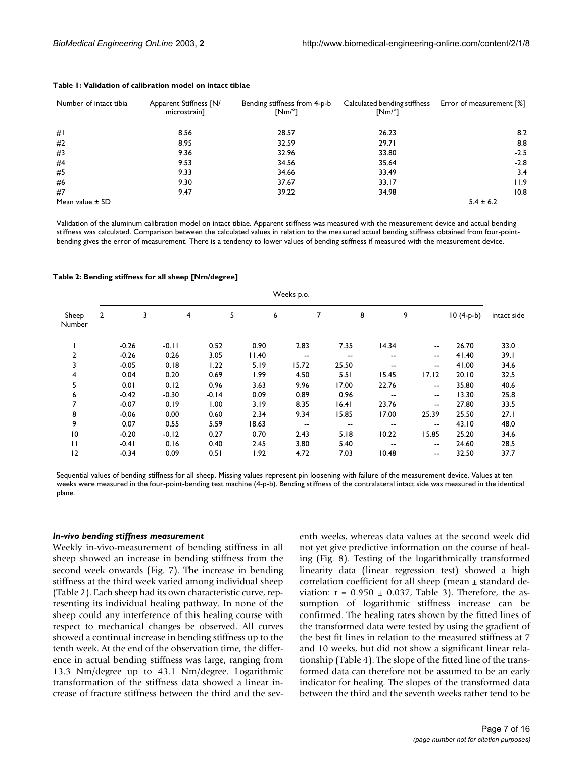**Table 1: Validation of calibration model on intact tibiae**

| Number of intact tibia | Apparent Stiffness [N/ microstrain] | Bending stiffness from 4-p-b [Nm/°] | Calculated bending stiffness [Nm/°] | Error of measurement [%] |
|---|---|---|---|---|
| #1 | 8.56 | 28.57 | 26.23 | 8.2 |
| #2 | 8.95 | 32.59 | 29.71 | 8.8 |
| #3 | 9.36 | 32.96 | 33.80 | -2.5 |
| #4 | 9.53 | 34.56 | 35.64 | -2.8 |
| #5 | 9.33 | 34.66 | 33.49 | 3.4 |
| #6 | 9.30 | 37.67 | 33.17 | 11.9 |
| #7 | 9.47 | 39.22 | 34.98 | 10.8 |
| Mean value ± SD | | | | 5.4 ± 6.2 |

Validation of the aluminum calibration model on intact tibiae. Apparent stiffness was measured with the measurement device and actual bending stiffness was calculated. Comparison between the calculated values in relation to the measured actual bending stiffness obtained from four-point-bending gives the error of measurement. There is a tendency to lower values of bending stiffness if measured with the measurement device.

**Table 2: Bending stiffness for all sheep [Nm/degree]**

| Sheep Number | Weeks p.o. | | | | | | | | | |
|---|---|---|---|---|---|---|---|---|---|---|
| | 2 | 3 | 4 | 5 | 6 | 7 | 8 | 9 | 10 (4-p-b) | intact side |
| 1 | -0.26 | -0.11 | 0.52 | 0.90 | 2.83 | 7.35 | 14.34 | -- | 26.70 | 33.0 |
| 2 | -0.26 | 0.26 | 3.05 | 11.40 | -- | -- | -- | -- | 41.40 | 39.1 |
| 3 | -0.05 | 0.18 | 1.22 | 5.19 | 15.72 | 25.50 | -- | -- | 41.00 | 34.6 |
| 4 | 0.04 | 0.20 | 0.69 | 1.99 | 4.50 | 5.51 | 15.45 | 17.12 | 20.10 | 32.5 |
| 5 | 0.01 | 0.12 | 0.96 | 3.63 | 9.96 | 17.00 | 22.76 | -- | 35.80 | 40.6 |
| 6 | -0.42 | -0.30 | -0.14 | 0.09 | 0.89 | 0.96 | -- | -- | 13.30 | 25.8 |
| 7 | -0.07 | 0.19 | 1.00 | 3.19 | 8.35 | 16.41 | 23.76 | -- | 27.80 | 33.5 |
| 8 | -0.06 | 0.00 | 0.60 | 2.34 | 9.34 | 15.85 | 17.00 | 25.39 | 25.50 | 27.1 |
| 9 | 0.07 | 0.55 | 5.59 | 18.63 | -- | -- | -- | -- | 43.10 | 48.0 |
| 10 | -0.20 | -0.12 | 0.27 | 0.70 | 2.43 | 5.18 | 10.22 | 15.85 | 25.20 | 34.6 |
| 11 | -0.41 | 0.16 | 0.40 | 2.45 | 3.80 | 5.40 | -- | -- | 24.60 | 28.5 |
| 12 | -0.34 | 0.09 | 0.51 | 1.92 | 4.72 | 7.03 | 10.48 | -- | 32.50 | 37.7 |

Sequential values of bending stiffness for all sheep. Missing values represent pin loosening with failure of the measurement device. Values at ten weeks were measured in the four-point-bending test machine (4-p-b). Bending stiffness of the contralateral intact side was measured in the identical plane.

### *In-vivo bending stiffness measurement*

Weekly in-vivo-measurement of bending stiffness in all sheep showed an increase in bending stiffness from the second week onwards (Fig. 7). The increase in bending stiffness at the third week varied among individual sheep (Table 2). Each sheep had its own characteristic curve, representing its individual healing pathway. In none of the sheep could any interference of this healing course with respect to mechanical changes be observed. All curves showed a continual increase in bending stiffness up to the tenth week. At the end of the observation time, the difference in actual bending stiffness was large, ranging from 13.3 Nm/degree up to 43.1 Nm/degree. Logarithmic transformation of the stiffness data showed a linear increase of fracture stiffness between the third and the seventh weeks, whereas data values at the second week did not yet give predictive information on the course of healing (Fig. 8). Testing of the logarithmically transformed linearity data (linear regression test) showed a high correlation coefficient for all sheep (mean ± standard deviation: $r = 0.950 \pm 0.037$, Table 3). Therefore, the assumption of logarithmic stiffness increase can be confirmed. The healing rates shown by the fitted lines of the transformed data were tested by using the gradient of the best fit lines in relation to the measured stiffness at 7 and 10 weeks, but did not show a significant linear relationship (Table 4). The slope of the fitted line of the transformed data can therefore not be assumed to be an early indicator for healing. The slopes of the transformed data between the third and the seventh weeks rather tend to be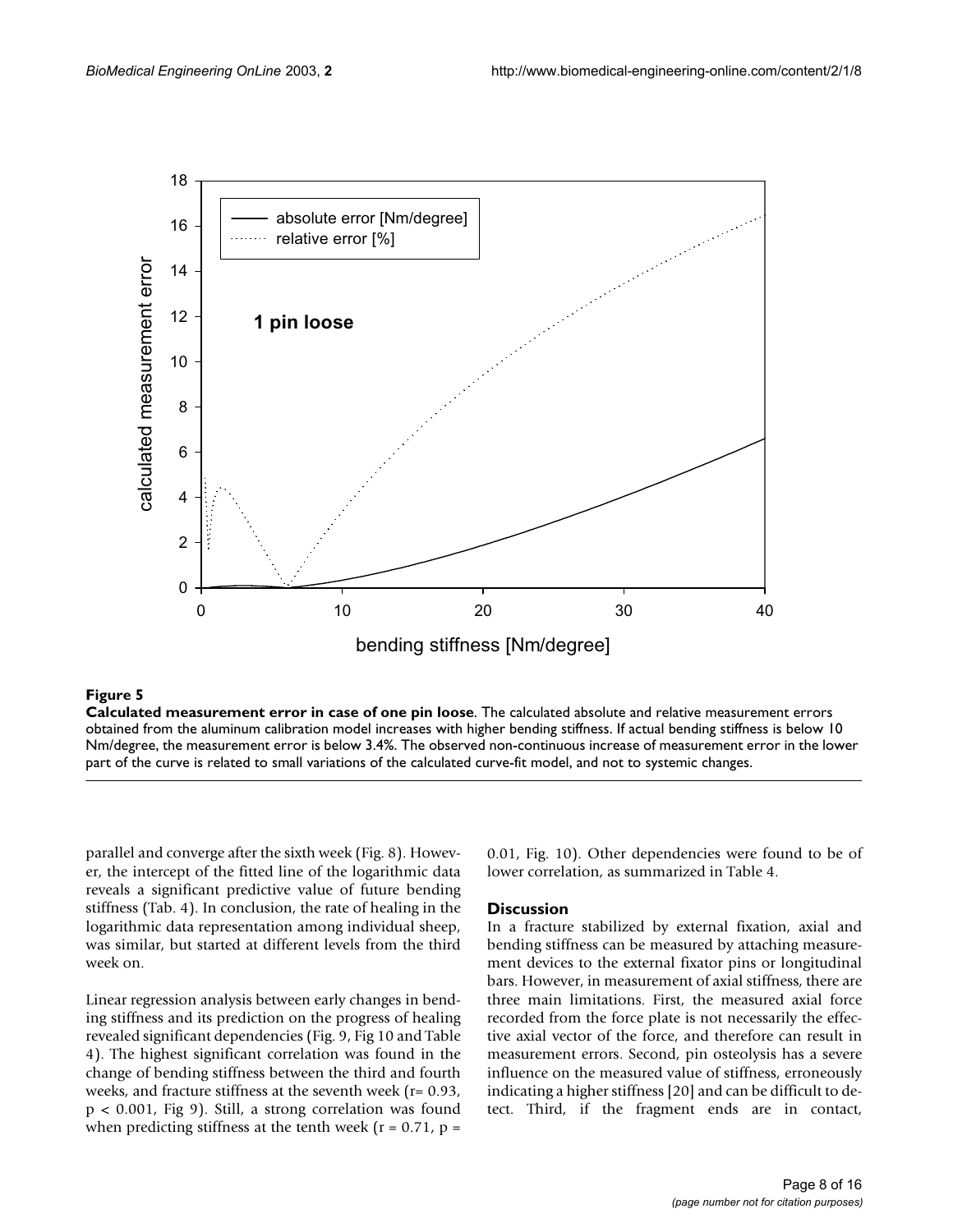**Figure 5**

**Calculated measurement error in case of one pin loose**. The calculated absolute and relative measurement errors obtained from the aluminum calibration model increases with higher bending stiffness. If actual bending stiffness is below 10 Nm/degree, the measurement error is below 3.4%. The observed non-continuous increase of measurement error in the lower part of the curve is related to small variations of the calculated curve-fit model, and not to systemic changes.

parallel and converge after the sixth week (Fig. 8). However, the intercept of the fitted line of the logarithmic data reveals a significant predictive value of future bending stiffness (Tab. 4). In conclusion, the rate of healing in the logarithmic data representation among individual sheep, was similar, but started at different levels from the third week on.

Linear regression analysis between early changes in bending stiffness and its prediction on the progress of healing revealed significant dependencies (Fig. 9, Fig 10 and Table 4). The highest significant correlation was found in the change of bending stiffness between the third and fourth weeks, and fracture stiffness at the seventh week ($r = 0.93$, $p < 0.001$, Fig 9). Still, a strong correlation was found when predicting stiffness at the tenth week ($r = 0.71$, $p = 0.01$, Fig. 10). Other dependencies were found to be of lower correlation, as summarized in Table 4.

## Discussion

In a fracture stabilized by external fixation, axial and bending stiffness can be measured by attaching measurement devices to the external fixator pins or longitudinal bars. However, in measurement of axial stiffness, there are three main limitations. First, the measured axial force recorded from the force plate is not necessarily the effective axial vector of the force, and therefore can result in measurement errors. Second, pin osteolysis has a severe influence on the measured value of stiffness, erroneously indicating a higher stiffness [20] and can be difficult to detect. Third, if the fragment ends are in contact,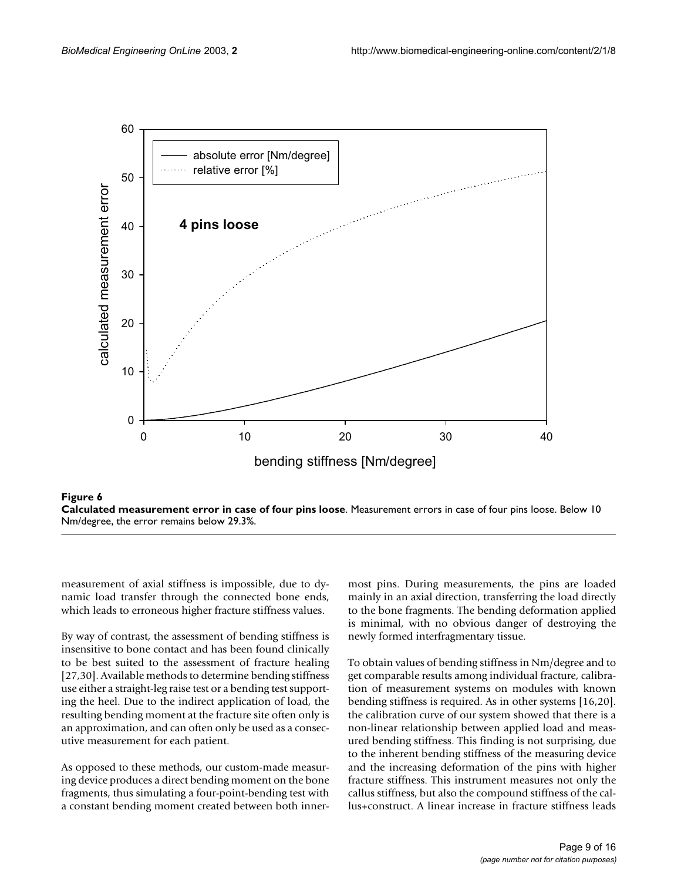**Figure 6**

**Calculated measurement error in case of four pins loose**. Measurement errors in case of four pins loose. Below 10 Nm/degree, the error remains below 29.3%.

measurement of axial stiffness is impossible, due to dynamic load transfer through the connected bone ends, which leads to erroneous higher fracture stiffness values.

By way of contrast, the assessment of bending stiffness is insensitive to bone contact and has been found clinically to be best suited to the assessment of fracture healing [27,30]. Available methods to determine bending stiffness use either a straight-leg raise test or a bending test supporting the heel. Due to the indirect application of load, the resulting bending moment at the fracture site often only is an approximation, and can often only be used as a consecutive measurement for each patient.

As opposed to these methods, our custom-made measuring device produces a direct bending moment on the bone fragments, thus simulating a four-point-bending test with a constant bending moment created between both innermost pins. During measurements, the pins are loaded mainly in an axial direction, transferring the load directly to the bone fragments. The bending deformation applied is minimal, with no obvious danger of destroying the newly formed interfragmentary tissue.

To obtain values of bending stiffness in Nm/degree and to get comparable results among individual fracture, calibration of measurement systems on modules with known bending stiffness is required. As in other systems [16,20]. the calibration curve of our system showed that there is a non-linear relationship between applied load and measured bending stiffness. This finding is not surprising, due to the inherent bending stiffness of the measuring device and the increasing deformation of the pins with higher fracture stiffness. This instrument measures not only the callus stiffness, but also the compound stiffness of the callus+construct. A linear increase in fracture stiffness leads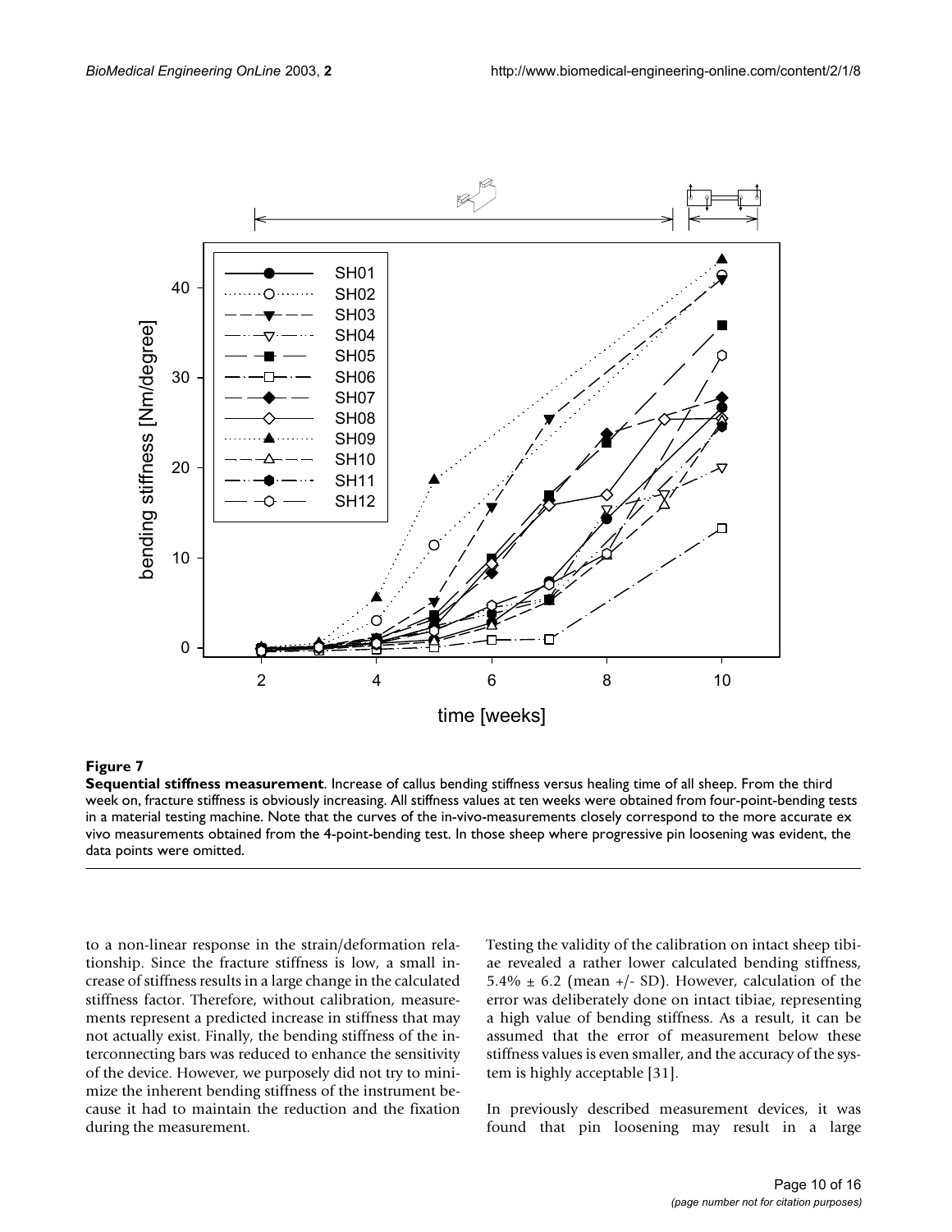**Figure 7**

**Sequential stiffness measurement**. Increase of callus bending stiffness versus healing time of all sheep. From the third week on, fracture stiffness is obviously increasing. All stiffness values at ten weeks were obtained from four-point-bending tests in a material testing machine. Note that the curves of the in-vivo-measurements closely correspond to the more accurate ex vivo measurements obtained from the 4-point-bending test. In those sheep where progressive pin loosening was evident, the data points were omitted.

to a non-linear response in the strain/deformation relationship. Since the fracture stiffness is low, a small increase of stiffness results in a large change in the calculated stiffness factor. Therefore, without calibration, measurements represent a predicted increase in stiffness that may not actually exist. Finally, the bending stiffness of the interconnecting bars was reduced to enhance the sensitivity of the device. However, we purposely did not try to minimize the inherent bending stiffness of the instrument because it had to maintain the reduction and the fixation during the measurement.

Testing the validity of the calibration on intact sheep tibiae revealed a rather lower calculated bending stiffness, 5.4% ± 6.2 (mean +/- SD). However, calculation of the error was deliberately done on intact tibiae, representing a high value of bending stiffness. As a result, it can be assumed that the error of measurement below these stiffness values is even smaller, and the accuracy of the system is highly acceptable [31].

In previously described measurement devices, it was found that pin loosening may result in a large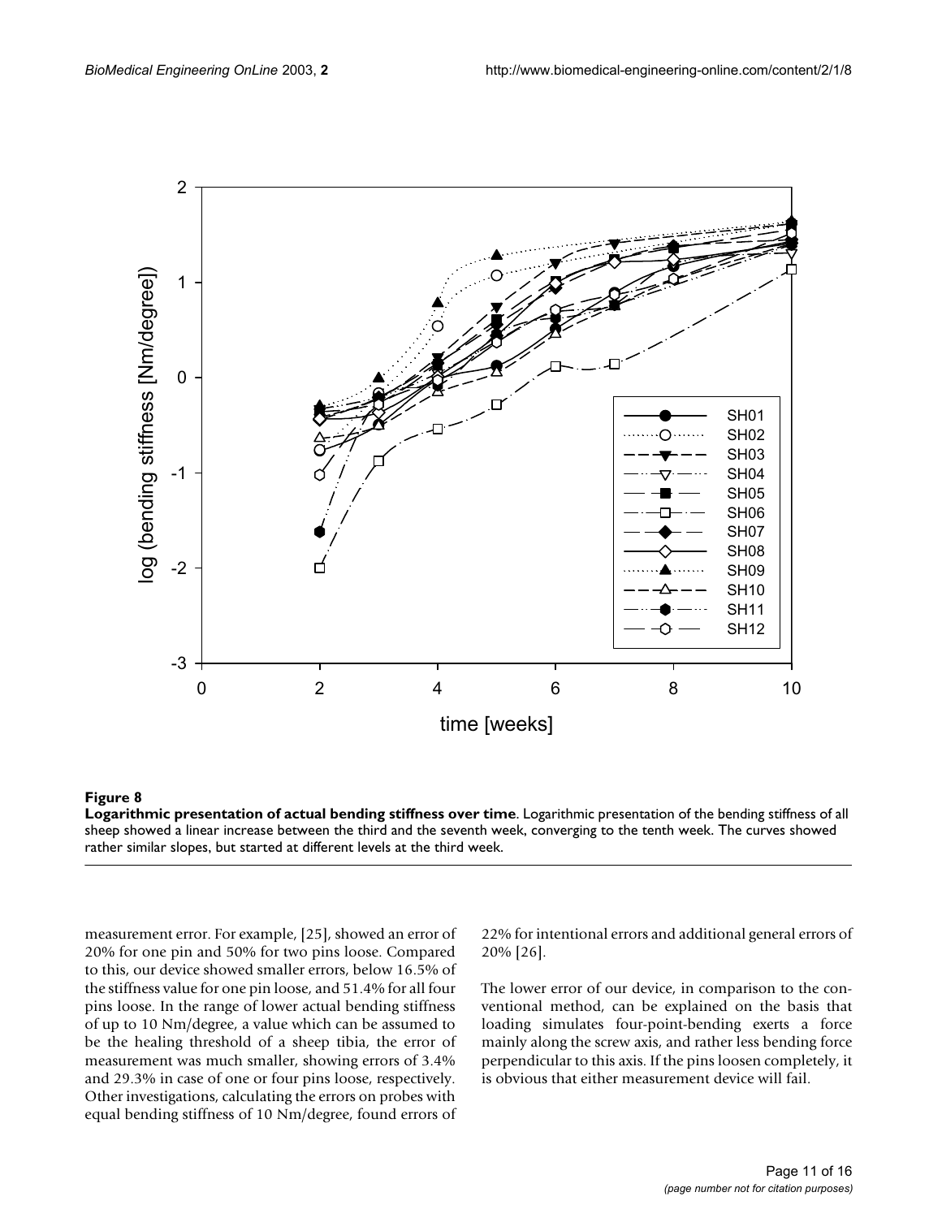**Figure 8**

**Logarithmic presentation of actual bending stiffness over time**. Logarithmic presentation of the bending stiffness of all sheep showed a linear increase between the third and the seventh week, converging to the tenth week. The curves showed rather similar slopes, but started at different levels at the third week.

measurement error. For example, [25], showed an error of 20% for one pin and 50% for two pins loose. Compared to this, our device showed smaller errors, below 16.5% of the stiffness value for one pin loose, and 51.4% for all four pins loose. In the range of lower actual bending stiffness of up to 10 Nm/degree, a value which can be assumed to be the healing threshold of a sheep tibia, the error of measurement was much smaller, showing errors of 3.4% and 29.3% in case of one or four pins loose, respectively. Other investigations, calculating the errors on probes with equal bending stiffness of 10 Nm/degree, found errors of 22% for intentional errors and additional general errors of 20% [26].

The lower error of our device, in comparison to the conventional method, can be explained on the basis that loading simulates four-point-bending exerts a force mainly along the screw axis, and rather less bending force perpendicular to this axis. If the pins loosen completely, it is obvious that either measurement device will fail.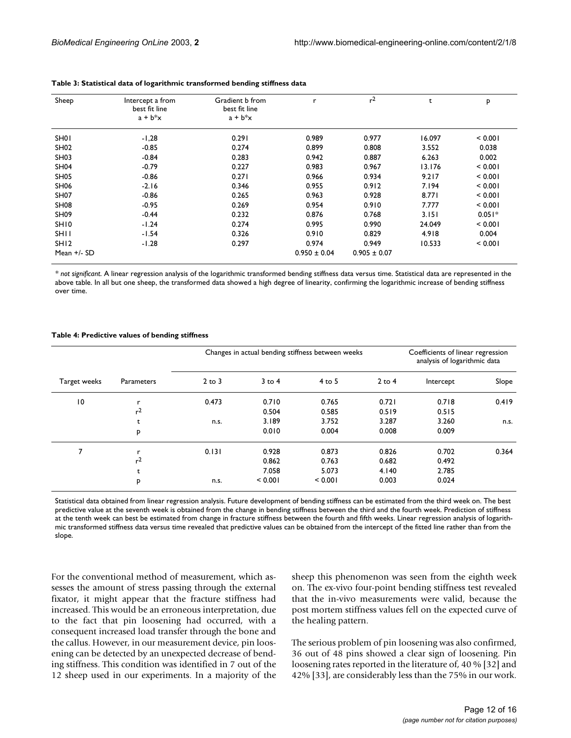**Table 3: Statistical data of logarithmic transformed bending stiffness data**

| Sheep | Intercept a from best fit line $a + b^*x$ | Gradient b from best fit line $a + b^*x$ | r | $r^2$ | t | p |
|---|---|---|---|---|---|---|
| SH01 | -1,28 | 0.291 | 0.989 | 0.977 | 16.097 | < 0.001 |
| SH02 | -0.85 | 0.274 | 0.899 | 0.808 | 3.552 | 0.038 |
| SH03 | -0.84 | 0.283 | 0.942 | 0.887 | 6.263 | 0.002 |
| SH04 | -0.79 | 0.227 | 0.983 | 0.967 | 13.176 | < 0.001 |
| SH05 | -0.86 | 0.271 | 0.966 | 0.934 | 9.217 | < 0.001 |
| SH06 | -2.16 | 0.346 | 0.955 | 0.912 | 7.194 | < 0.001 |
| SH07 | -0.86 | 0.265 | 0.963 | 0.928 | 8.771 | < 0.001 |
| SH08 | -0.95 | 0.269 | 0.954 | 0.910 | 7.777 | < 0.001 |
| SH09 | -0.44 | 0.232 | 0.876 | 0.768 | 3.151 | 0.051* |
| SH10 | -1.24 | 0.274 | 0.995 | 0.990 | 24.049 | < 0.001 |
| SH11 | -1.54 | 0.326 | 0.910 | 0.829 | 4.918 | 0.004 |
| SH12 | -1.28 | 0.297 | 0.974 | 0.949 | 10.533 | < 0.001 |
| Mean +/- SD | | | 0.950 ± 0.04 | 0.905 ± 0.07 | | |

\* *not significant.* A linear regression analysis of the logarithmic transformed bending stiffness data versus time. Statistical data are represented in the above table. In all but one sheep, the transformed data showed a high degree of linearity, confirming the logarithmic increase of bending stiffness over time.

**Table 4: Predictive values of bending stiffness**

| | | Changes in actual bending stiffness between weeks | | | | Coefficients of linear regression analysis of logarithmic data | |
|---|---|---|---|---|---|---|---|
| Target weeks | Parameters | 2 to 3 | 3 to 4 | 4 to 5 | 2 to 4 | Intercept | Slope |
| 10 | r | 0.473 | 0.710 | 0.765 | 0.721 | 0.718 | 0.419 |
| | $r^2$ | | 0.504 | 0.585 | 0.519 | 0.515 | |
| | t | n.s. | 3.189 | 3.752 | 3.287 | 3.260 | n.s. |
| | p | | 0.010 | 0.004 | 0.008 | 0.009 | |
| 7 | r | 0.131 | 0.928 | 0.873 | 0.826 | 0.702 | 0.364 |
| | $r^2$ | | 0.862 | 0.763 | 0.682 | 0.492 | |
| | t | | 7.058 | 5.073 | 4.140 | 2.785 | |
| | p | n.s. | < 0.001 | < 0.001 | 0.003 | 0.024 | |

Statistical data obtained from linear regression analysis. Future development of bending stiffness can be estimated from the third week on. The best predictive value at the seventh week is obtained from the change in bending stiffness between the third and the fourth week. Prediction of stiffness at the tenth week can best be estimated from change in fracture stiffness between the fourth and fifth weeks. Linear regression analysis of logarithmic transformed stiffness data versus time revealed that predictive values can be obtained from the intercept of the fitted line rather than from the slope.

For the conventional method of measurement, which assesses the amount of stress passing through the external fixator, it might appear that the fracture stiffness had increased. This would be an erroneous interpretation, due to the fact that pin loosening had occurred, with a consequent increased load transfer through the bone and the callus. However, in our measurement device, pin loosening can be detected by an unexpected decrease of bending stiffness. This condition was identified in 7 out of the 12 sheep used in our experiments. In a majority of the sheep this phenomenon was seen from the eighth week on. The ex-vivo four-point bending stiffness test revealed that the in-vivo measurements were valid, because the post mortem stiffness values fell on the expected curve of the healing pattern.

The serious problem of pin loosening was also confirmed, 36 out of 48 pins showed a clear sign of loosening. Pin loosening rates reported in the literature of, 40 % [32] and 42% [33], are considerably less than the 75% in our work.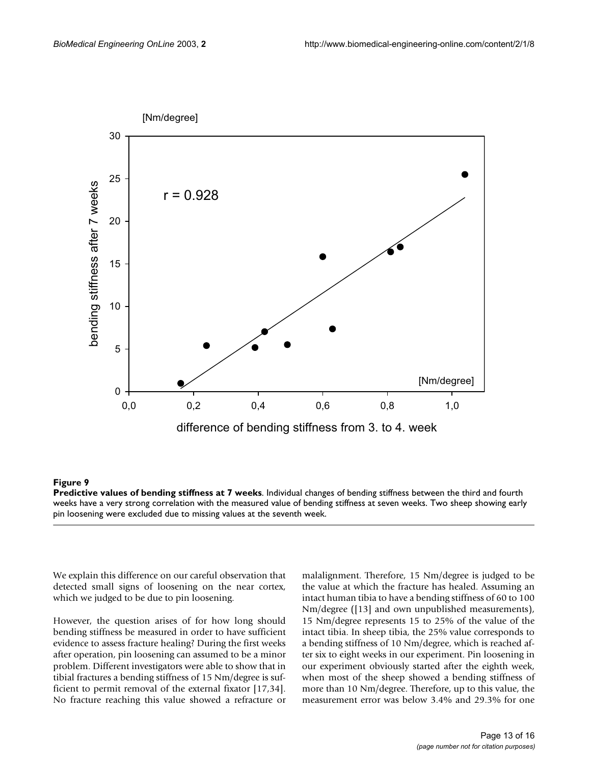**Figure 9**

**Predictive values of bending stiffness at 7 weeks**. Individual changes of bending stiffness between the third and fourth weeks have a very strong correlation with the measured value of bending stiffness at seven weeks. Two sheep showing early pin loosening were excluded due to missing values at the seventh week.

We explain this difference on our careful observation that detected small signs of loosening on the near cortex, which we judged to be due to pin loosening.

However, the question arises of for how long should bending stiffness be measured in order to have sufficient evidence to assess fracture healing? During the first weeks after operation, pin loosening can assumed to be a minor problem. Different investigators were able to show that in tibial fractures a bending stiffness of 15 Nm/degree is sufficient to permit removal of the external fixator [17,34]. No fracture reaching this value showed a refracture or malalignment. Therefore, 15 Nm/degree is judged to be the value at which the fracture has healed. Assuming an intact human tibia to have a bending stiffness of 60 to 100 Nm/degree ([13] and own unpublished measurements), 15 Nm/degree represents 15 to 25% of the value of the intact tibia. In sheep tibia, the 25% value corresponds to a bending stiffness of 10 Nm/degree, which is reached after six to eight weeks in our experiment. Pin loosening in our experiment obviously started after the eighth week, when most of the sheep showed a bending stiffness of more than 10 Nm/degree. Therefore, up to this value, the measurement error was below 3.4% and 29.3% for one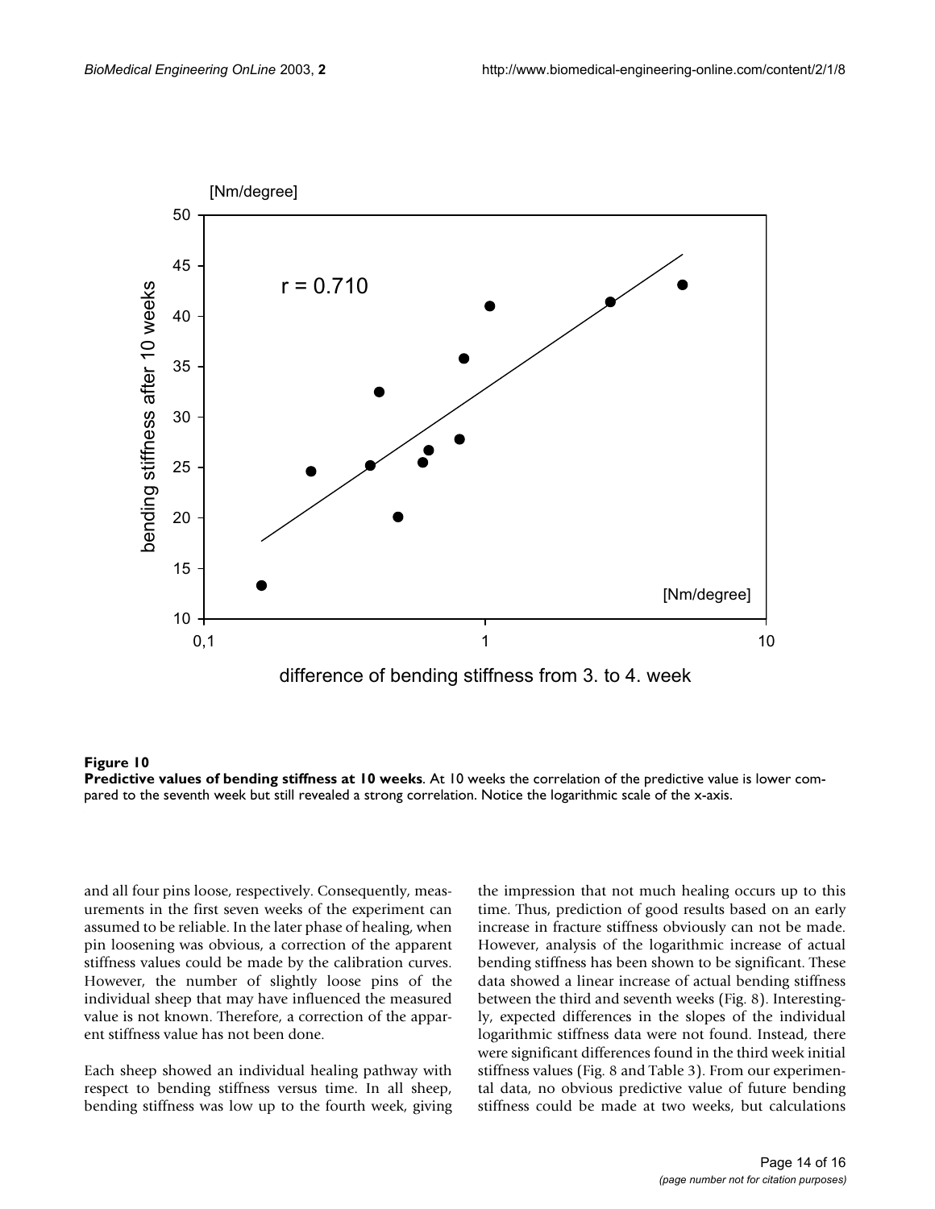**Figure 10**
**Predictive values of bending stiffness at 10 weeks**. At 10 weeks the correlation of the predictive value is lower compared to the seventh week but still revealed a strong correlation. Notice the logarithmic scale of the x-axis.

and all four pins loose, respectively. Consequently, measurements in the first seven weeks of the experiment can assumed to be reliable. In the later phase of healing, when pin loosening was obvious, a correction of the apparent stiffness values could be made by the calibration curves. However, the number of slightly loose pins of the individual sheep that may have influenced the measured value is not known. Therefore, a correction of the apparent stiffness value has not been done.

Each sheep showed an individual healing pathway with respect to bending stiffness versus time. In all sheep, bending stiffness was low up to the fourth week, giving the impression that not much healing occurs up to this time. Thus, prediction of good results based on an early increase in fracture stiffness obviously can not be made. However, analysis of the logarithmic increase of actual bending stiffness has been shown to be significant. These data showed a linear increase of actual bending stiffness between the third and seventh weeks (Fig. 8). Interestingly, expected differences in the slopes of the individual logarithmic stiffness data were not found. Instead, there were significant differences found in the third week initial stiffness values (Fig. 8 and Table 3). From our experimental data, no obvious predictive value of future bending stiffness could be made at two weeks, but calculations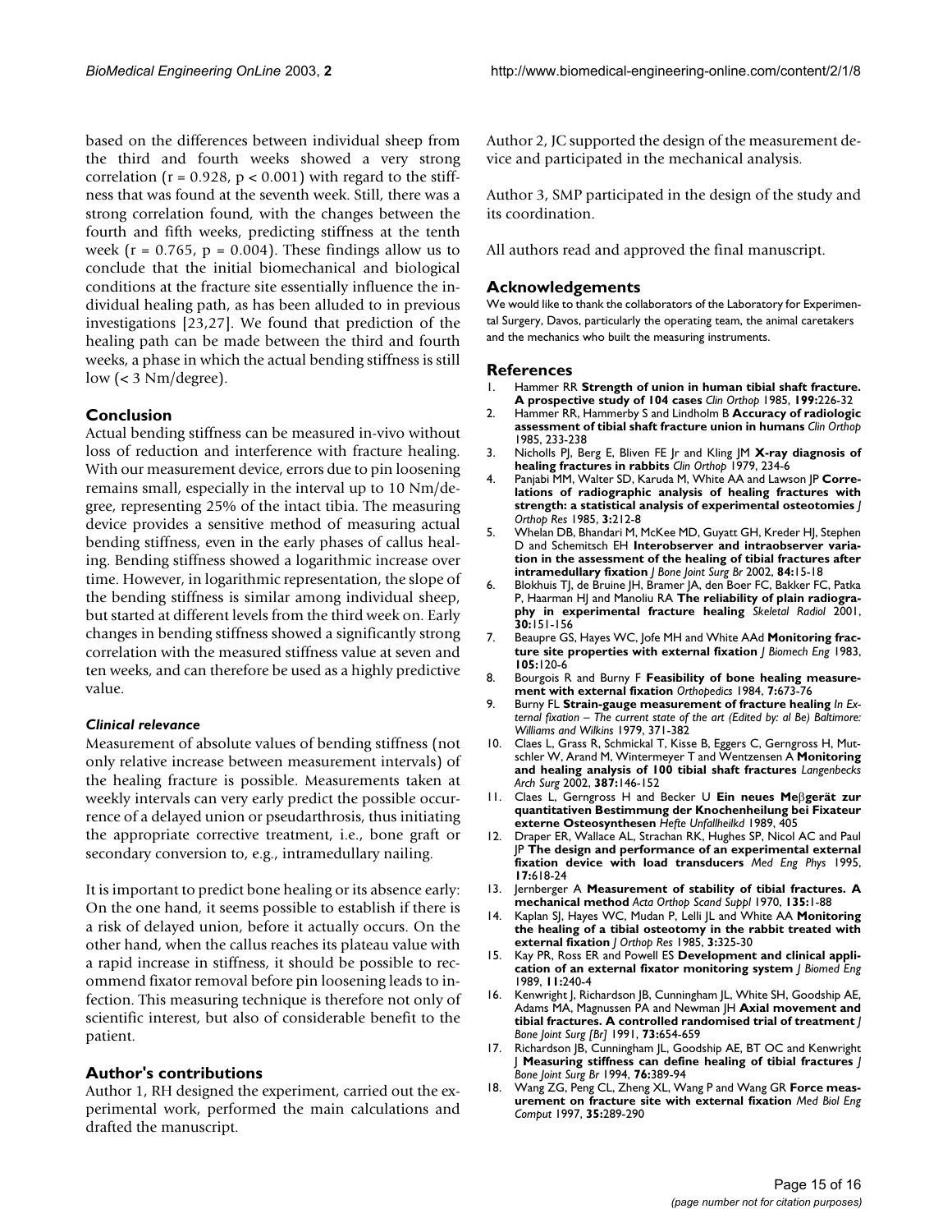based on the differences between individual sheep from the third and fourth weeks showed a very strong correlation ($r = 0.928$, $p < 0.001$) with regard to the stiffness that was found at the seventh week. Still, there was a strong correlation found, with the changes between the fourth and fifth weeks, predicting stiffness at the tenth week ($r = 0.765$, $p = 0.004$). These findings allow us to conclude that the initial biomechanical and biological conditions at the fracture site essentially influence the individual healing path, as has been alluded to in previous investigations [23,27]. We found that prediction of the healing path can be made between the third and fourth weeks, a phase in which the actual bending stiffness is still low (< 3 Nm/degree).

## Conclusion

Actual bending stiffness can be measured in-vivo without loss of reduction and interference with fracture healing. With our measurement device, errors due to pin loosening remains small, especially in the interval up to 10 Nm/degree, representing 25% of the intact tibia. The measuring device provides a sensitive method of measuring actual bending stiffness, even in the early phases of callus healing. Bending stiffness showed a logarithmic increase over time. However, in logarithmic representation, the slope of the bending stiffness is similar among individual sheep, but started at different levels from the third week on. Early changes in bending stiffness showed a significantly strong correlation with the measured stiffness value at seven and ten weeks, and can therefore be used as a highly predictive value.

### *Clinical relevance*

Measurement of absolute values of bending stiffness (not only relative increase between measurement intervals) of the healing fracture is possible. Measurements taken at weekly intervals can very early predict the possible occurrence of a delayed union or pseudarthrosis, thus initiating the appropriate corrective treatment, i.e., bone graft or secondary conversion to, e.g., intramedullary nailing.

It is important to predict bone healing or its absence early: On the one hand, it seems possible to establish if there is a risk of delayed union, before it actually occurs. On the other hand, when the callus reaches its plateau value with a rapid increase in stiffness, it should be possible to recommend fixator removal before pin loosening leads to infection. This measuring technique is therefore not only of scientific interest, but also of considerable benefit to the patient.

## Author's contributions

Author 1, RH designed the experiment, carried out the experimental work, performed the main calculations and drafted the manuscript.

Author 2, JC supported the design of the measurement device and participated in the mechanical analysis.

Author 3, SMP participated in the design of the study and its coordination.

All authors read and approved the final manuscript.

## Acknowledgements

We would like to thank the collaborators of the Laboratory for Experimental Surgery, Davos, particularly the operating team, the animal caretakers and the mechanics who built the measuring instruments.

## References

1. Hammer RR **Strength of union in human tibial shaft fracture. A prospective study of 104 cases** *Clin Orthop* 1985, **199:**226-32
2. Hammer RR, Hammerby S and Lindholm B **Accuracy of radiologic assessment of tibial shaft fracture union in humans** *Clin Orthop* 1985, 233-238
3. Nicholls PJ, Berg E, Bliven FE Jr and Kling JM **X-ray diagnosis of healing fractures in rabbits** *Clin Orthop* 1979, 234-6
4. Panjabi MM, Walter SD, Karuda M, White AA and Lawson JP **Correlations of radiographic analysis of healing fractures with strength: a statistical analysis of experimental osteotomies** *J Orthop Res* 1985, **3:**212-8
5. Whelan DB, Bhandari M, McKee MD, Guyatt GH, Kreder HJ, Stephen D and Schemitsch EH **Interobserver and intraobserver variation in the assessment of the healing of tibial fractures after intramedullary fixation** *J Bone Joint Surg Br* 2002, **84:**15-18
6. Blokhuis TJ, de Bruine JH, Bramer JA, den Boer FC, Bakker FC, Patka P, Haarman HJ and Manoliu RA **The reliability of plain radiography in experimental fracture healing** *Skeletal Radiol* 2001, **30:**151-156
7. Beaupre GS, Hayes WC, Jofe MH and White AAd **Monitoring fracture site properties with external fixation** *J Biomech Eng* 1983, **105:**120-6
8. Bourgois R and Burny F **Feasibility of bone healing measurement with external fixation** *Orthopedics* 1984, **7:**673-76
9. Burny FL **Strain-gauge measurement of fracture healing** *In External fixation – The current state of the art (Edited by: al Be) Baltimore: Williams and Wilkins* 1979, 371-382
10. Claes L, Grass R, Schmickal T, Kisse B, Eggers C, Gerngross H, Mutschler W, Arand M, Wintermeyer T and Wentzensen A **Monitoring and healing analysis of 100 tibial shaft fractures** *Langenbecks Arch Surg* 2002, **387:**146-152
11. Claes L, Gerngross H and Becker U **Ein neues Meβgerät zur quantitativen Bestimmung der Knochenheilung bei Fixateur externe Osteosynthesen** *Hefte Unfallheilkd* 1989, 405
12. Draper ER, Wallace AL, Strachan RK, Hughes SP, Nicol AC and Paul JP **The design and performance of an experimental external fixation device with load transducers** *Med Eng Phys* 1995, **17:**618-24
13. Jernberger A **Measurement of stability of tibial fractures. A mechanical method** *Acta Orthop Scand Suppl* 1970, **135:**1-88
14. Kaplan SJ, Hayes WC, Mudan P, Lelli JL and White AA **Monitoring the healing of a tibial osteotomy in the rabbit treated with external fixation** *J Orthop Res* 1985, **3:**325-30
15. Kay PR, Ross ER and Powell ES **Development and clinical application of an external fixator monitoring system** *J Biomed Eng* 1989, **11:**240-4
16. Kenwright J, Richardson JB, Cunningham JL, White SH, Goodship AE, Adams MA, Magnussen PA and Newman JH **Axial movement and tibial fractures. A controlled randomised trial of treatment** *J Bone Joint Surg [Br]* 1991, **73:**654-659
17. Richardson JB, Cunningham JL, Goodship AE, BT OC and Kenwright J **Measuring stiffness can define healing of tibial fractures** *J Bone Joint Surg Br* 1994, **76:**389-94
18. Wang ZG, Peng CL, Zheng XL, Wang P and Wang GR **Force measurement on fracture site with external fixation** *Med Biol Eng Comput* 1997, **35:**289-290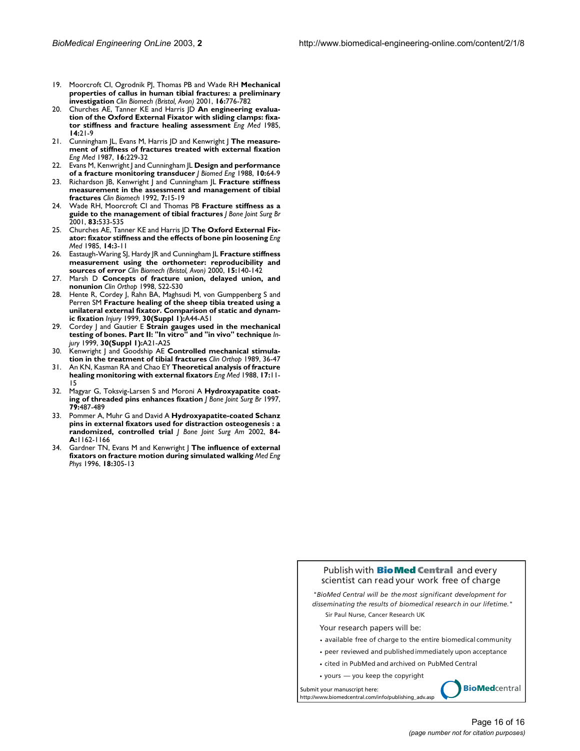19. Moorcroft CI, Ogrodnik PJ, Thomas PB and Wade RH **Mechanical properties of callus in human tibial fractures: a preliminary investigation** *Clin Biomech (Bristol, Avon)* 2001, **16:**776-782
20. Churches AE, Tanner KE and Harris JD **An engineering evaluation of the Oxford External Fixator with sliding clamps: fixator stiffness and fracture healing assessment** *Eng Med* 1985, **14:**21-9
21. Cunningham JL, Evans M, Harris JD and Kenwright J **The measurement of stiffness of fractures treated with external fixation** *Eng Med* 1987, **16:**229-32
22. Evans M, Kenwright J and Cunningham JL **Design and performance of a fracture monitoring transducer** *J Biomed Eng* 1988, **10:**64-9
23. Richardson JB, Kenwright J and Cunningham JL **Fracture stiffness measurement in the assessment and management of tibial fractures** *Clin Biomech* 1992, **7:**15-19
24. Wade RH, Moorcroft CI and Thomas PB **Fracture stiffness as a guide to the management of tibial fractures** *J Bone Joint Surg Br* 2001, **83:**533-535
25. Churches AE, Tanner KE and Harris JD **The Oxford External Fixator: fixator stiffness and the effects of bone pin loosening** *Eng Med* 1985, **14:**3-11
26. Eastaugh-Waring SJ, Hardy JR and Cunningham JL **Fracture stiffness measurement using the orthometer: reproducibility and sources of error** *Clin Biomech (Bristol, Avon)* 2000, **15:**140-142
27. Marsh D **Concepts of fracture union, delayed union, and nonunion** *Clin Orthop* 1998, S22-S30
28. Hente R, Cordey J, Rahn BA, Maghsudi M, von Gumppenberg S and Perren SM **Fracture healing of the sheep tibia treated using a unilateral external fixator. Comparison of static and dynamic fixation** *Injury* 1999, **30(Suppl 1):**A44-A51
29. Cordey J and Gautier E **Strain gauges used in the mechanical testing of bones. Part II: "In vitro" and "in vivo" technique** *Injury* 1999, **30(Suppl 1):**A21-A25
30. Kenwright J and Goodship AE **Controlled mechanical stimulation in the treatment of tibial fractures** *Clin Orthop* 1989, 36-47
31. An KN, Kasman RA and Chao EY **Theoretical analysis of fracture healing monitoring with external fixators** *Eng Med* 1988, **17:**11-15
32. Magyar G, Toksvig-Larsen S and Moroni A **Hydroxyapatite coating of threaded pins enhances fixation** *J Bone Joint Surg Br* 1997, **79:**487-489
33. Pommer A, Muhr G and David A **Hydroxyapatite-coated Schanz pins in external fixators used for distraction osteogenesis : a randomized, controlled trial** *J Bone Joint Surg Am* 2002, **84-A:**1162-1166
34. Gardner TN, Evans M and Kenwright J **The influence of external fixators on fracture motion during simulated walking** *Med Eng Phys* 1996, **18:**305-13

Publish with **BioMed Central** and every scientist can read your work free of charge

*"BioMed Central will be the most significant development for disseminating the results of biomedical research in our lifetime."*
Sir Paul Nurse, Cancer Research UK

Your research papers will be:

- available free of charge to the entire biomedical community
- peer reviewed and published immediately upon acceptance
- cited in PubMed and archived on PubMed Central
- yours — you keep the copyright

Submit your manuscript here:
http://www.biomedcentral.com/info/publishing_adv.asp

**BioMed**central